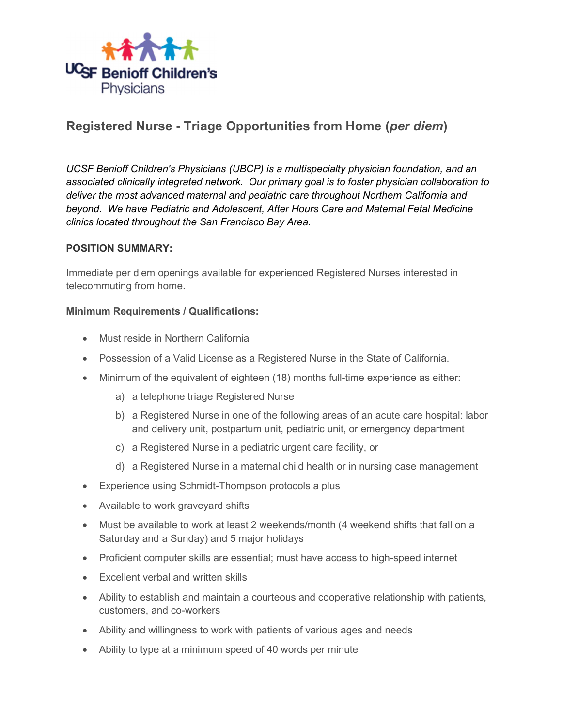UCSF Benioff Children's Physicians

# Registered Nurse - Triage Opportunities from Home (*per diem*)

*UCSF Benioff Children's Physicians (UBCP) is a multispecialty physician foundation, and an associated clinically integrated network. Our primary goal is to foster physician collaboration to deliver the most advanced maternal and pediatric care throughout Northern California and beyond. We have Pediatric and Adolescent, After Hours Care and Maternal Fetal Medicine clinics located throughout the San Francisco Bay Area.*

**POSITION SUMMARY:**

Immediate per diem openings available for experienced Registered Nurses interested in telecommuting from home.

**Minimum Requirements / Qualifications:**

- Must reside in Northern California
- Possession of a Valid License as a Registered Nurse in the State of California.
- Minimum of the equivalent of eighteen (18) months full-time experience as either:
  a) a telephone triage Registered Nurse
  b) a Registered Nurse in one of the following areas of an acute care hospital: labor and delivery unit, postpartum unit, pediatric unit, or emergency department
  c) a Registered Nurse in a pediatric urgent care facility, or
  d) a Registered Nurse in a maternal child health or in nursing case management
- Experience using Schmidt-Thompson protocols a plus
- Available to work graveyard shifts
- Must be available to work at least 2 weekends/month (4 weekend shifts that fall on a Saturday and a Sunday) and 5 major holidays
- Proficient computer skills are essential; must have access to high-speed internet
- Excellent verbal and written skills
- Ability to establish and maintain a courteous and cooperative relationship with patients, customers, and co-workers
- Ability and willingness to work with patients of various ages and needs
- Ability to type at a minimum speed of 40 words per minute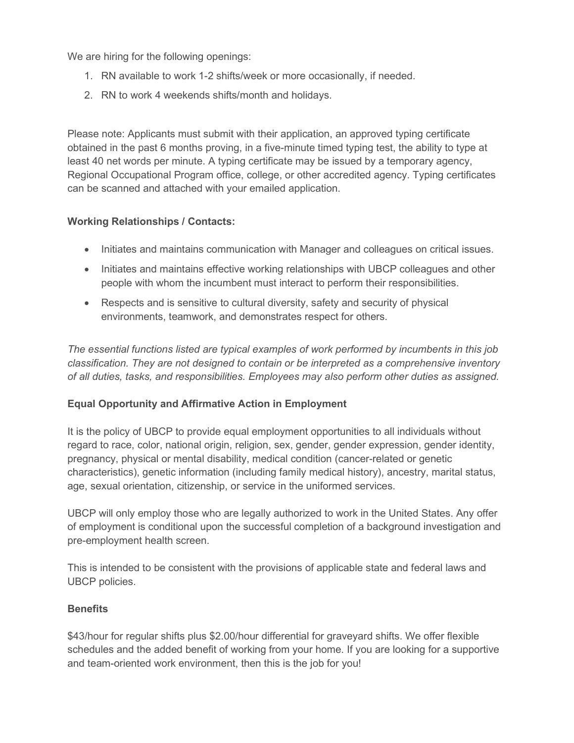We are hiring for the following openings:

1. RN available to work 1-2 shifts/week or more occasionally, if needed.
2. RN to work 4 weekends shifts/month and holidays.

Please note: Applicants must submit with their application, an approved typing certificate obtained in the past 6 months proving, in a five-minute timed typing test, the ability to type at least 40 net words per minute. A typing certificate may be issued by a temporary agency, Regional Occupational Program office, college, or other accredited agency. Typing certificates can be scanned and attached with your emailed application.

**Working Relationships / Contacts:**

- Initiates and maintains communication with Manager and colleagues on critical issues.
- Initiates and maintains effective working relationships with UBCP colleagues and other people with whom the incumbent must interact to perform their responsibilities.
- Respects and is sensitive to cultural diversity, safety and security of physical environments, teamwork, and demonstrates respect for others.

*The essential functions listed are typical examples of work performed by incumbents in this job classification. They are not designed to contain or be interpreted as a comprehensive inventory of all duties, tasks, and responsibilities. Employees may also perform other duties as assigned.*

**Equal Opportunity and Affirmative Action in Employment**

It is the policy of UBCP to provide equal employment opportunities to all individuals without regard to race, color, national origin, religion, sex, gender, gender expression, gender identity, pregnancy, physical or mental disability, medical condition (cancer-related or genetic characteristics), genetic information (including family medical history), ancestry, marital status, age, sexual orientation, citizenship, or service in the uniformed services.

UBCP will only employ those who are legally authorized to work in the United States. Any offer of employment is conditional upon the successful completion of a background investigation and pre-employment health screen.

This is intended to be consistent with the provisions of applicable state and federal laws and UBCP policies.

**Benefits**

$43/hour for regular shifts plus $2.00/hour differential for graveyard shifts. We offer flexible schedules and the added benefit of working from your home. If you are looking for a supportive and team-oriented work environment, then this is the job for you!